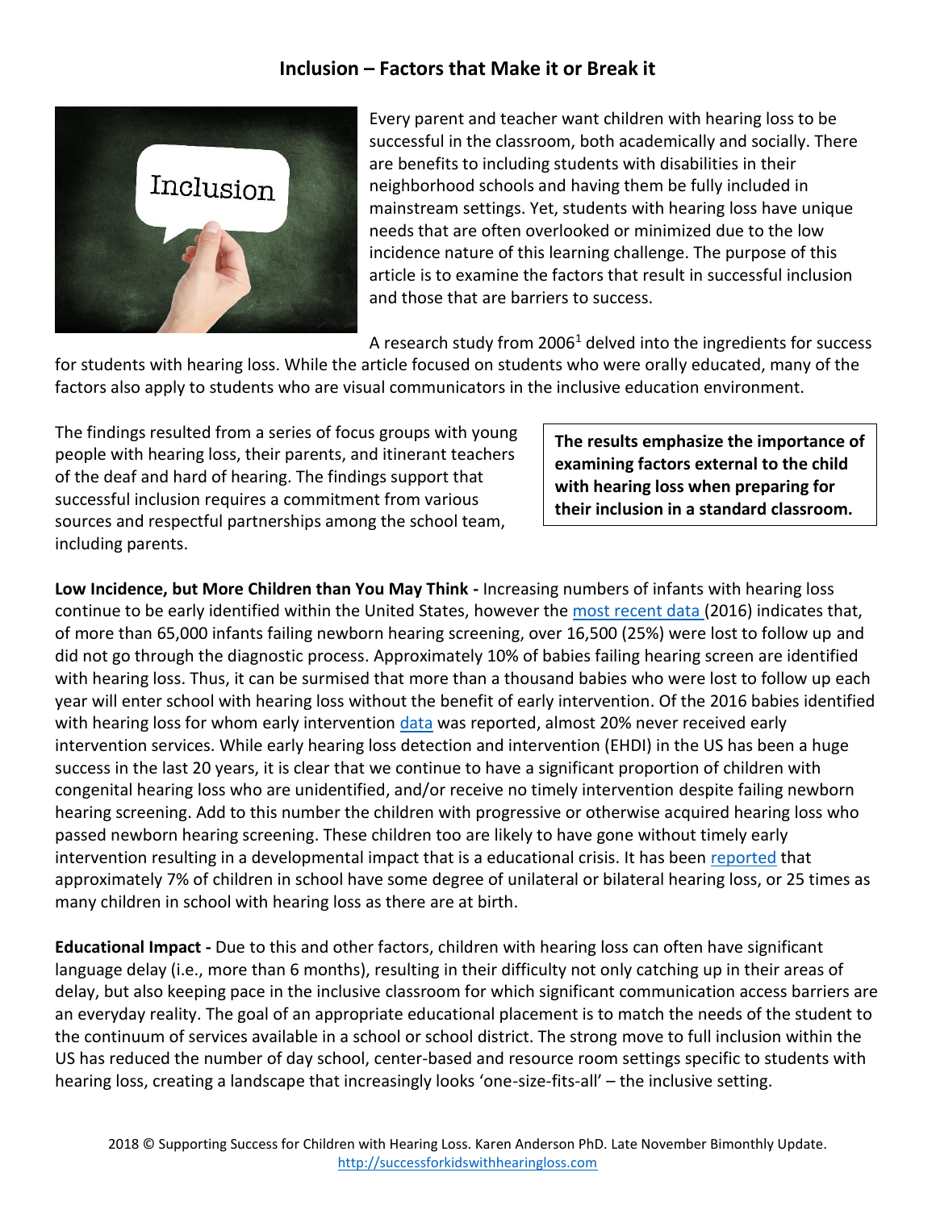# Inclusion – Factors that Make it or Break it

Every parent and teacher want children with hearing loss to be successful in the classroom, both academically and socially. There are benefits to including students with disabilities in their neighborhood schools and having them be fully included in mainstream settings. Yet, students with hearing loss have unique needs that are often overlooked or minimized due to the low incidence nature of this learning challenge. The purpose of this article is to examine the factors that result in successful inclusion and those that are barriers to success.

A research study from 2006[1] delved into the ingredients for success for students with hearing loss. While the article focused on students who were orally educated, many of the factors also apply to students who are visual communicators in the inclusive education environment.

The findings resulted from a series of focus groups with young people with hearing loss, their parents, and itinerant teachers of the deaf and hard of hearing. The findings support that successful inclusion requires a commitment from various sources and respectful partnerships among the school team, including parents.

**The results emphasize the importance of examining factors external to the child with hearing loss when preparing for their inclusion in a standard classroom.**

**Low Incidence, but More Children than You May Think -** Increasing numbers of infants with hearing loss continue to be early identified within the United States, however the most recent data (2016) indicates that, of more than 65,000 infants failing newborn hearing screening, over 16,500 (25%) were lost to follow up and did not go through the diagnostic process. Approximately 10% of babies failing hearing screen are identified with hearing loss. Thus, it can be surmised that more than a thousand babies who were lost to follow up each year will enter school with hearing loss without the benefit of early intervention. Of the 2016 babies identified with hearing loss for whom early intervention data was reported, almost 20% never received early intervention services. While early hearing loss detection and intervention (EHDI) in the US has been a huge success in the last 20 years, it is clear that we continue to have a significant proportion of children with congenital hearing loss who are unidentified, and/or receive no timely intervention despite failing newborn hearing screening. Add to this number the children with progressive or otherwise acquired hearing loss who passed newborn hearing screening. These children too are likely to have gone without timely early intervention resulting in a developmental impact that is a educational crisis. It has been reported that approximately 7% of children in school have some degree of unilateral or bilateral hearing loss, or 25 times as many children in school with hearing loss as there are at birth.

**Educational Impact -** Due to this and other factors, children with hearing loss can often have significant language delay (i.e., more than 6 months), resulting in their difficulty not only catching up in their areas of delay, but also keeping pace in the inclusive classroom for which significant communication access barriers are an everyday reality. The goal of an appropriate educational placement is to match the needs of the student to the continuum of services available in a school or school district. The strong move to full inclusion within the US has reduced the number of day school, center-based and resource room settings specific to students with hearing loss, creating a landscape that increasingly looks 'one-size-fits-all' – the inclusive setting.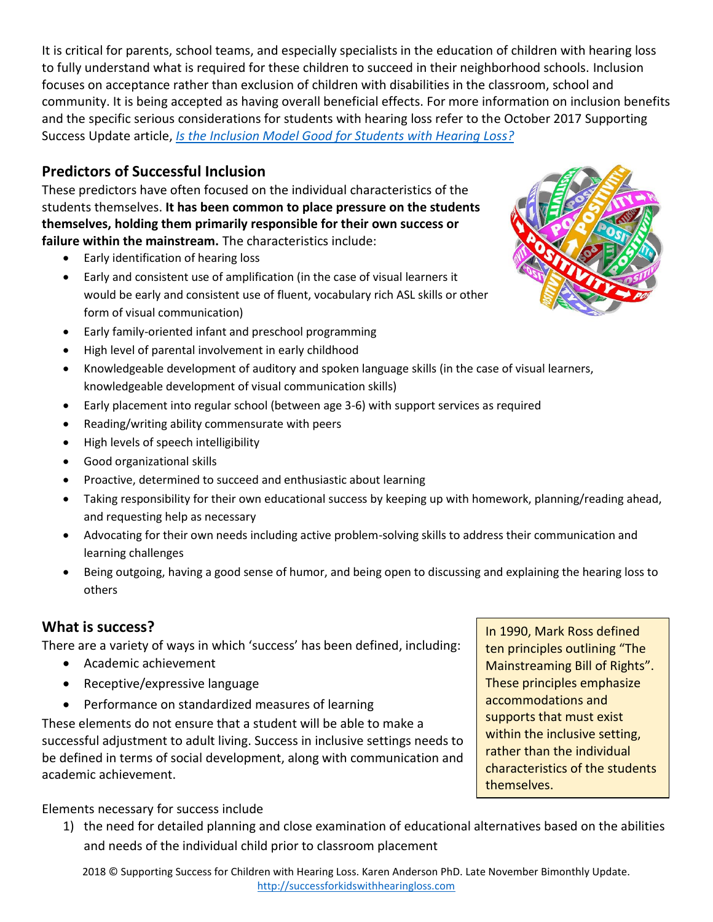It is critical for parents, school teams, and especially specialists in the education of children with hearing loss to fully understand what is required for these children to succeed in their neighborhood schools. Inclusion focuses on acceptance rather than exclusion of children with disabilities in the classroom, school and community. It is being accepted as having overall beneficial effects. For more information on inclusion benefits and the specific serious considerations for students with hearing loss refer to the October 2017 Supporting Success Update article, *Is the Inclusion Model Good for Students with Hearing Loss?*

## Predictors of Successful Inclusion

These predictors have often focused on the individual characteristics of the students themselves. **It has been common to place pressure on the students themselves, holding them primarily responsible for their own success or failure within the mainstream.** The characteristics include:

- Early identification of hearing loss
- Early and consistent use of amplification (in the case of visual learners it would be early and consistent use of fluent, vocabulary rich ASL skills or other form of visual communication)
- Early family-oriented infant and preschool programming
- High level of parental involvement in early childhood
- Knowledgeable development of auditory and spoken language skills (in the case of visual learners, knowledgeable development of visual communication skills)
- Early placement into regular school (between age 3-6) with support services as required
- Reading/writing ability commensurate with peers
- High levels of speech intelligibility
- Good organizational skills
- Proactive, determined to succeed and enthusiastic about learning
- Taking responsibility for their own educational success by keeping up with homework, planning/reading ahead, and requesting help as necessary
- Advocating for their own needs including active problem-solving skills to address their communication and learning challenges
- Being outgoing, having a good sense of humor, and being open to discussing and explaining the hearing loss to others

## What is success?

There are a variety of ways in which 'success' has been defined, including:

- Academic achievement
- Receptive/expressive language
- Performance on standardized measures of learning

These elements do not ensure that a student will be able to make a successful adjustment to adult living. Success in inclusive settings needs to be defined in terms of social development, along with communication and academic achievement.

> In 1990, Mark Ross defined ten principles outlining "The Mainstreaming Bill of Rights". These principles emphasize accommodations and supports that must exist within the inclusive setting, rather than the individual characteristics of the students themselves.

Elements necessary for success include

1) the need for detailed planning and close examination of educational alternatives based on the abilities and needs of the individual child prior to classroom placement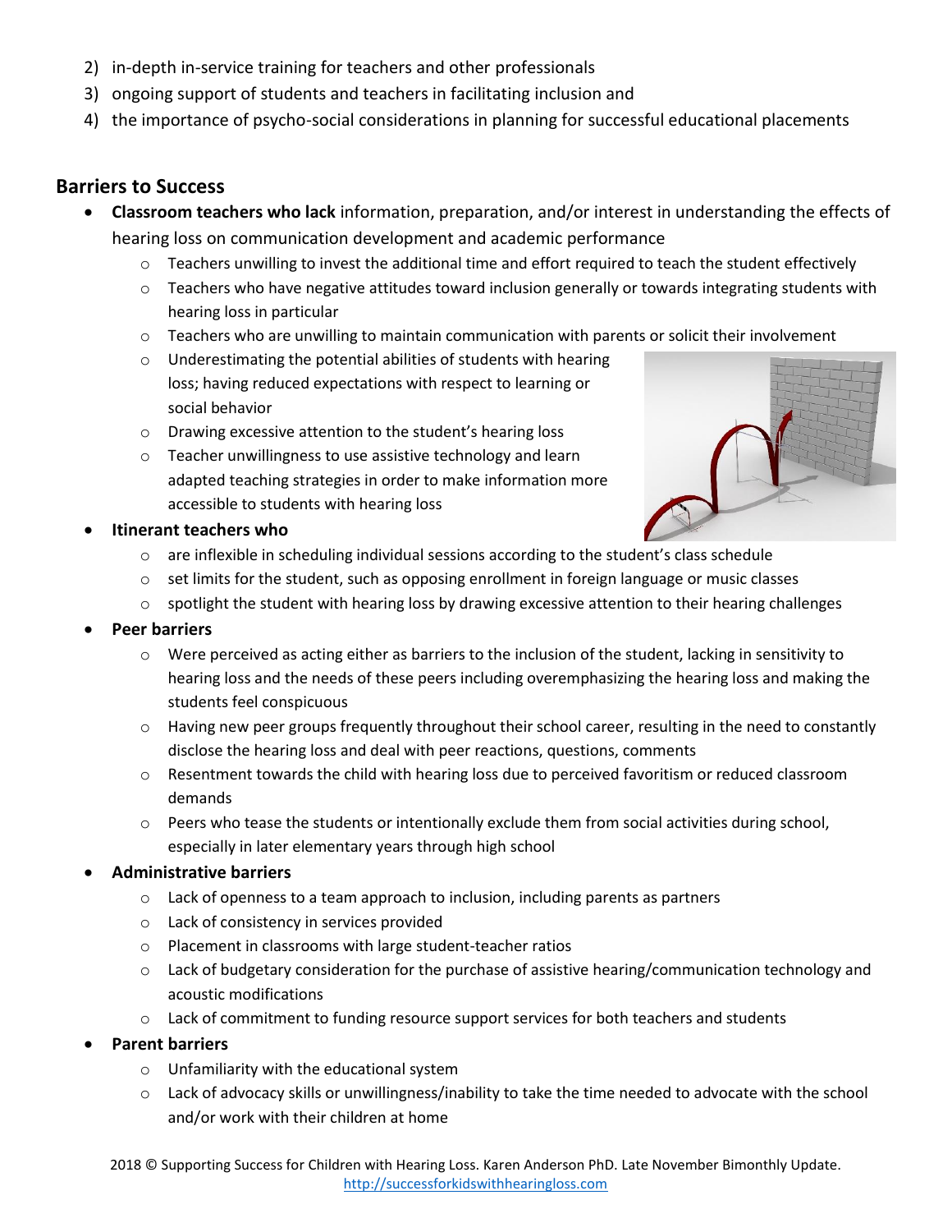2) in-depth in-service training for teachers and other professionals
3) ongoing support of students and teachers in facilitating inclusion and
4) the importance of psycho-social considerations in planning for successful educational placements

## Barriers to Success

- **Classroom teachers who lack** information, preparation, and/or interest in understanding the effects of hearing loss on communication development and academic performance
  - Teachers unwilling to invest the additional time and effort required to teach the student effectively
  - Teachers who have negative attitudes toward inclusion generally or towards integrating students with hearing loss in particular
  - Teachers who are unwilling to maintain communication with parents or solicit their involvement
  - Underestimating the potential abilities of students with hearing loss; having reduced expectations with respect to learning or social behavior
  - Drawing excessive attention to the student's hearing loss
  - Teacher unwillingness to use assistive technology and learn adapted teaching strategies in order to make information more accessible to students with hearing loss
- **Itinerant teachers who**
  - are inflexible in scheduling individual sessions according to the student's class schedule
  - set limits for the student, such as opposing enrollment in foreign language or music classes
  - spotlight the student with hearing loss by drawing excessive attention to their hearing challenges
- **Peer barriers**
  - Were perceived as acting either as barriers to the inclusion of the student, lacking in sensitivity to hearing loss and the needs of these peers including overemphasizing the hearing loss and making the students feel conspicuous
  - Having new peer groups frequently throughout their school career, resulting in the need to constantly disclose the hearing loss and deal with peer reactions, questions, comments
  - Resentment towards the child with hearing loss due to perceived favoritism or reduced classroom demands
  - Peers who tease the students or intentionally exclude them from social activities during school, especially in later elementary years through high school
- **Administrative barriers**
  - Lack of openness to a team approach to inclusion, including parents as partners
  - Lack of consistency in services provided
  - Placement in classrooms with large student-teacher ratios
  - Lack of budgetary consideration for the purchase of assistive hearing/communication technology and acoustic modifications
  - Lack of commitment to funding resource support services for both teachers and students
- **Parent barriers**
  - Unfamiliarity with the educational system
  - Lack of advocacy skills or unwillingness/inability to take the time needed to advocate with the school and/or work with their children at home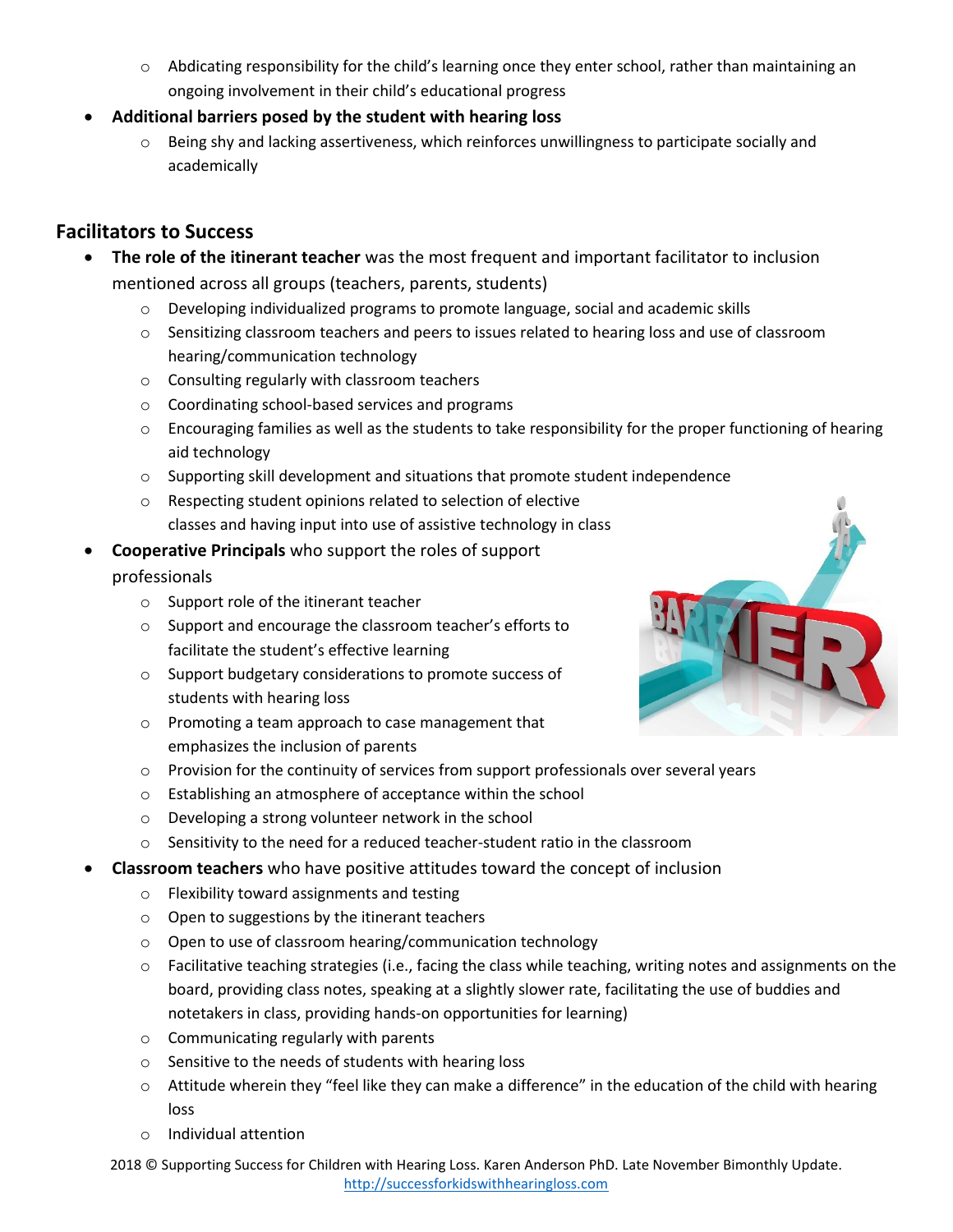- Abdicating responsibility for the child's learning once they enter school, rather than maintaining an ongoing involvement in their child's educational progress

- **Additional barriers posed by the student with hearing loss**
  - Being shy and lacking assertiveness, which reinforces unwillingness to participate socially and academically

## Facilitators to Success

- **The role of the itinerant teacher** was the most frequent and important facilitator to inclusion mentioned across all groups (teachers, parents, students)
  - Developing individualized programs to promote language, social and academic skills
  - Sensitizing classroom teachers and peers to issues related to hearing loss and use of classroom hearing/communication technology
  - Consulting regularly with classroom teachers
  - Coordinating school-based services and programs
  - Encouraging families as well as the students to take responsibility for the proper functioning of hearing aid technology
  - Supporting skill development and situations that promote student independence
  - Respecting student opinions related to selection of elective classes and having input into use of assistive technology in class
- **Cooperative Principals** who support the roles of support professionals
  - Support role of the itinerant teacher
  - Support and encourage the classroom teacher's efforts to facilitate the student's effective learning
  - Support budgetary considerations to promote success of students with hearing loss
  - Promoting a team approach to case management that emphasizes the inclusion of parents
  - Provision for the continuity of services from support professionals over several years
  - Establishing an atmosphere of acceptance within the school
  - Developing a strong volunteer network in the school
  - Sensitivity to the need for a reduced teacher-student ratio in the classroom
- **Classroom teachers** who have positive attitudes toward the concept of inclusion
  - Flexibility toward assignments and testing
  - Open to suggestions by the itinerant teachers
  - Open to use of classroom hearing/communication technology
  - Facilitative teaching strategies (i.e., facing the class while teaching, writing notes and assignments on the board, providing class notes, speaking at a slightly slower rate, facilitating the use of buddies and notetakers in class, providing hands-on opportunities for learning)
  - Communicating regularly with parents
  - Sensitive to the needs of students with hearing loss
  - Attitude wherein they "feel like they can make a difference" in the education of the child with hearing loss
  - Individual attention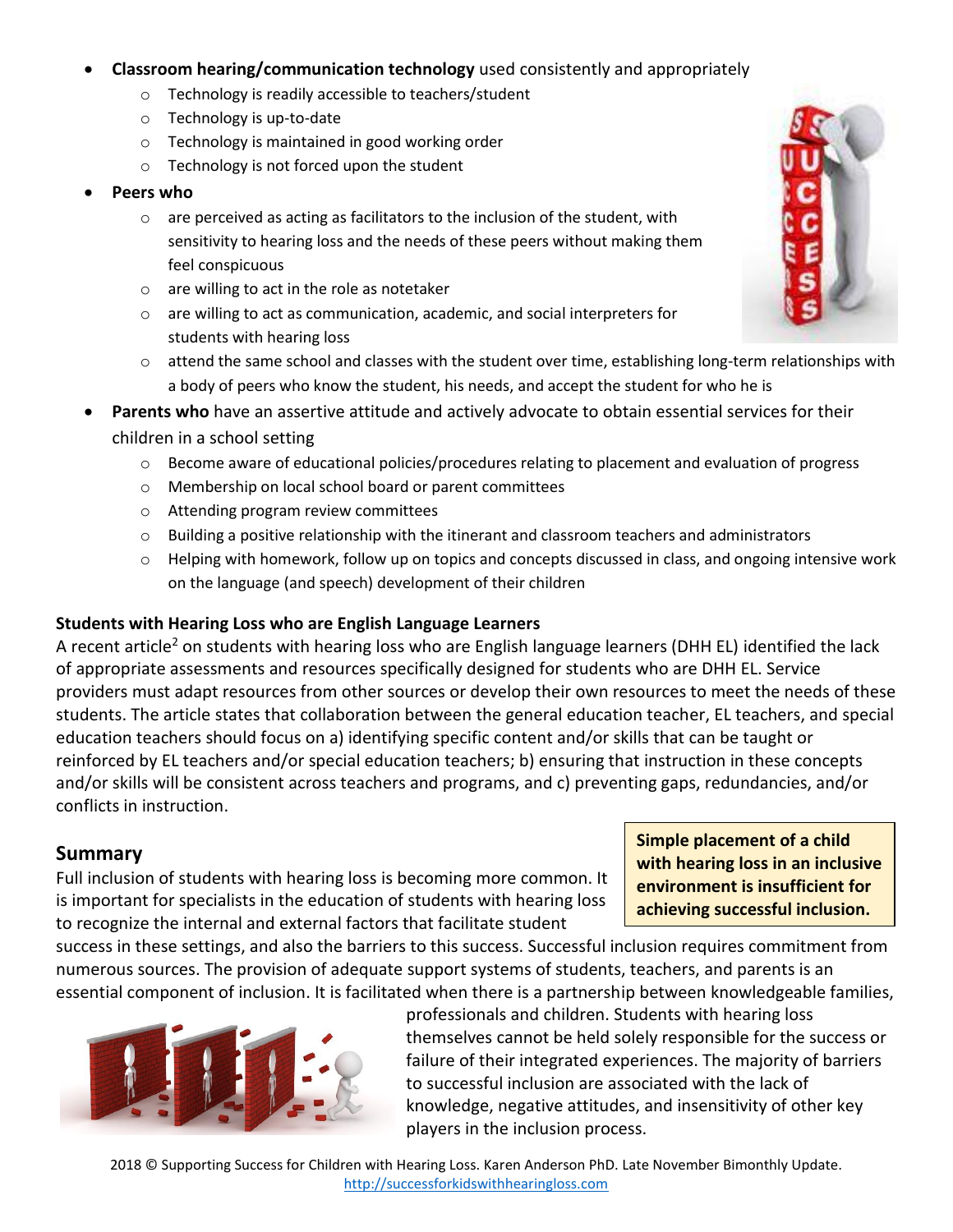- **Classroom hearing/communication technology** used consistently and appropriately
  - Technology is readily accessible to teachers/student
  - Technology is up-to-date
  - Technology is maintained in good working order
  - Technology is not forced upon the student
- **Peers who**
  - are perceived as acting as facilitators to the inclusion of the student, with sensitivity to hearing loss and the needs of these peers without making them feel conspicuous
  - are willing to act in the role as notetaker
  - are willing to act as communication, academic, and social interpreters for students with hearing loss
  - attend the same school and classes with the student over time, establishing long-term relationships with a body of peers who know the student, his needs, and accept the student for who he is
- **Parents who** have an assertive attitude and actively advocate to obtain essential services for their children in a school setting
  - Become aware of educational policies/procedures relating to placement and evaluation of progress
  - Membership on local school board or parent committees
  - Attending program review committees
  - Building a positive relationship with the itinerant and classroom teachers and administrators
  - Helping with homework, follow up on topics and concepts discussed in class, and ongoing intensive work on the language (and speech) development of their children

**Students with Hearing Loss who are English Language Learners**

A recent article[2] on students with hearing loss who are English language learners (DHH EL) identified the lack of appropriate assessments and resources specifically designed for students who are DHH EL. Service providers must adapt resources from other sources or develop their own resources to meet the needs of these students. The article states that collaboration between the general education teacher, EL teachers, and special education teachers should focus on a) identifying specific content and/or skills that can be taught or reinforced by EL teachers and/or special education teachers; b) ensuring that instruction in these concepts and/or skills will be consistent across teachers and programs, and c) preventing gaps, redundancies, and/or conflicts in instruction.

## Summary

**Simple placement of a child with hearing loss in an inclusive environment is insufficient for achieving successful inclusion.**

Full inclusion of students with hearing loss is becoming more common. It is important for specialists in the education of students with hearing loss to recognize the internal and external factors that facilitate student success in these settings, and also the barriers to this success. Successful inclusion requires commitment from numerous sources. The provision of adequate support systems of students, teachers, and parents is an essential component of inclusion. It is facilitated when there is a partnership between knowledgeable families, professionals and children. Students with hearing loss themselves cannot be held solely responsible for the success or failure of their integrated experiences. The majority of barriers to successful inclusion are associated with the lack of knowledge, negative attitudes, and insensitivity of other key players in the inclusion process.

2018 © Supporting Success for Children with Hearing Loss. Karen Anderson PhD. Late November Bimonthly Update. http://successforkidswithhearingloss.com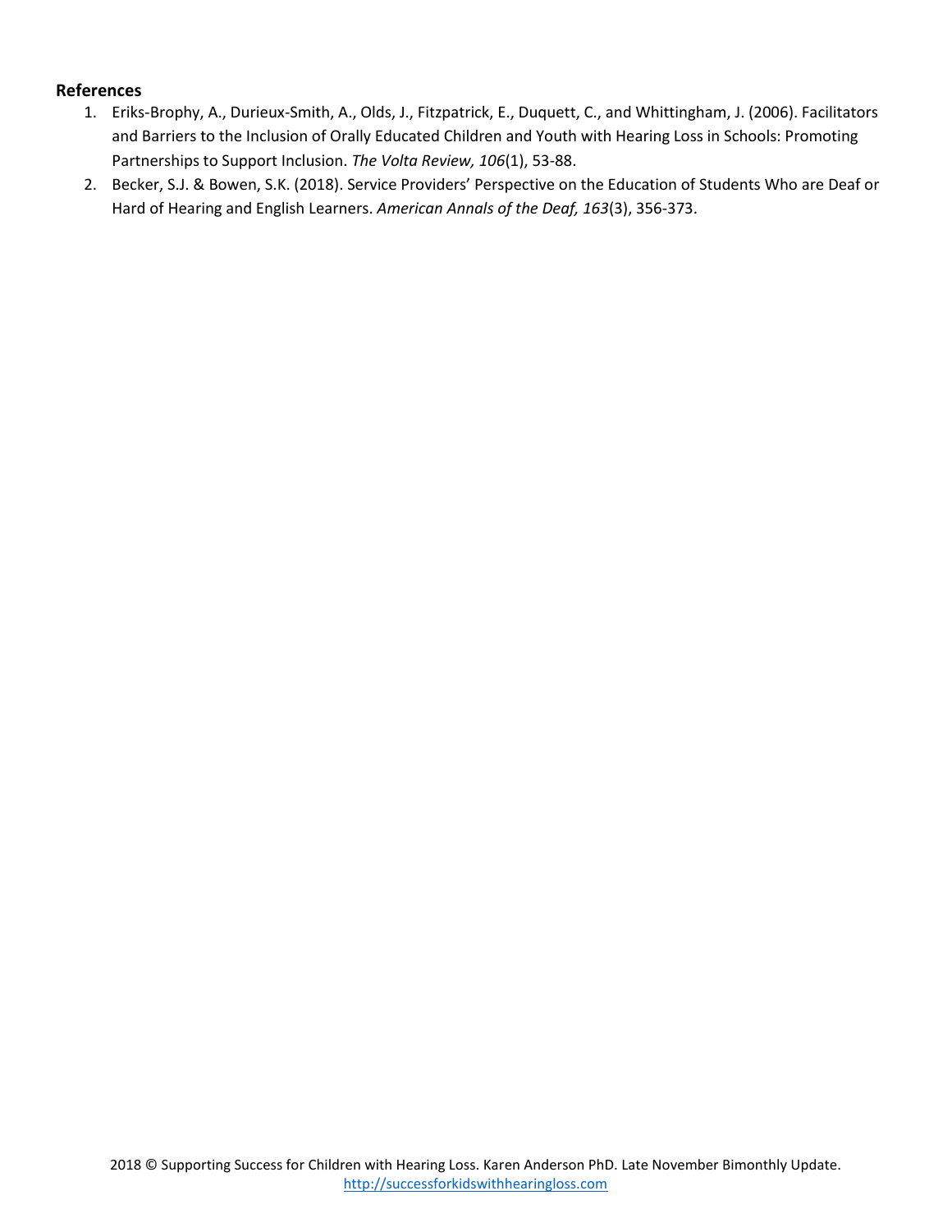**References**

1. Eriks-Brophy, A., Durieux-Smith, A., Olds, J., Fitzpatrick, E., Duquett, C., and Whittingham, J. (2006). Facilitators and Barriers to the Inclusion of Orally Educated Children and Youth with Hearing Loss in Schools: Promoting Partnerships to Support Inclusion. *The Volta Review, 106*(1), 53-88.
2. Becker, S.J. & Bowen, S.K. (2018). Service Providers' Perspective on the Education of Students Who are Deaf or Hard of Hearing and English Learners. *American Annals of the Deaf, 163*(3), 356-373.